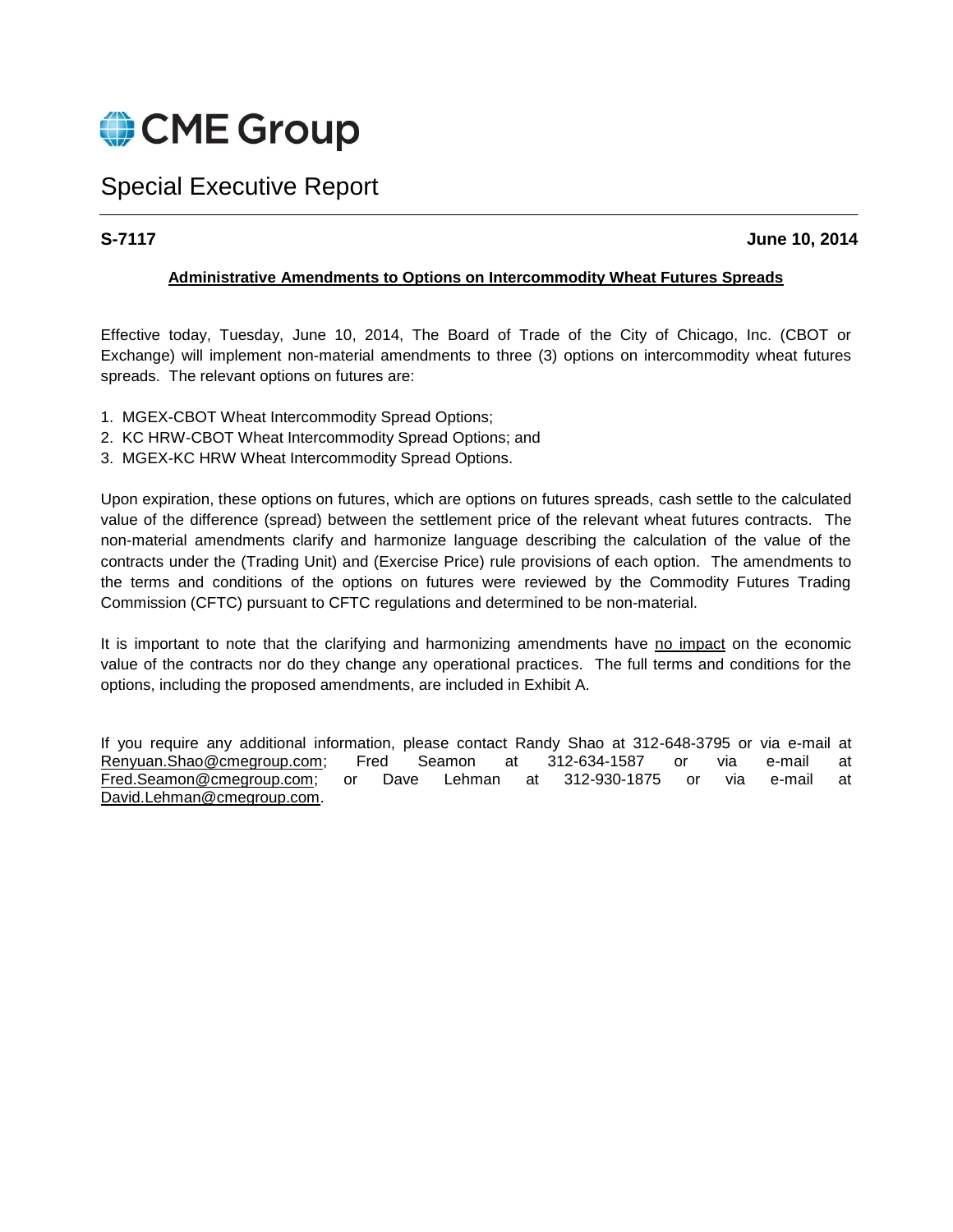# CME Group

## Special Executive Report

**S-7117** **June 10, 2014**

**Administrative Amendments to Options on Intercommodity Wheat Futures Spreads**

Effective today, Tuesday, June 10, 2014, The Board of Trade of the City of Chicago, Inc. (CBOT or Exchange) will implement non-material amendments to three (3) options on intercommodity wheat futures spreads. The relevant options on futures are:

1. MGEX-CBOT Wheat Intercommodity Spread Options;
2. KC HRW-CBOT Wheat Intercommodity Spread Options; and
3. MGEX-KC HRW Wheat Intercommodity Spread Options.

Upon expiration, these options on futures, which are options on futures spreads, cash settle to the calculated value of the difference (spread) between the settlement price of the relevant wheat futures contracts. The non-material amendments clarify and harmonize language describing the calculation of the value of the contracts under the (Trading Unit) and (Exercise Price) rule provisions of each option. The amendments to the terms and conditions of the options on futures were reviewed by the Commodity Futures Trading Commission (CFTC) pursuant to CFTC regulations and determined to be non-material.

It is important to note that the clarifying and harmonizing amendments have no impact on the economic value of the contracts nor do they change any operational practices. The full terms and conditions for the options, including the proposed amendments, are included in Exhibit A.

If you require any additional information, please contact Randy Shao at 312-648-3795 or via e-mail at Renyuan.Shao@cmegroup.com; Fred Seamon at 312-634-1587 or via e-mail at Fred.Seamon@cmegroup.com; or Dave Lehman at 312-930-1875 or via e-mail at David.Lehman@cmegroup.com.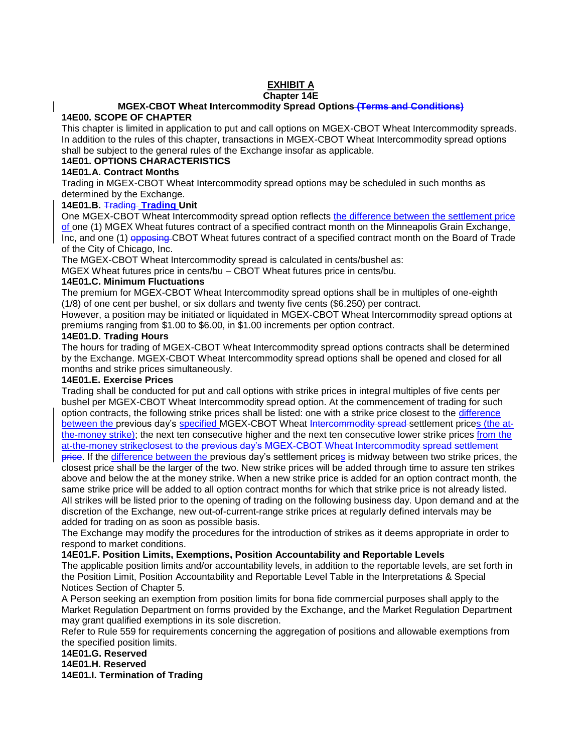**EXHIBIT A**

**Chapter 14E**

**MGEX-CBOT Wheat Intercommodity Spread Options ~~(Terms and Conditions)~~**

**14E00. SCOPE OF CHAPTER**

This chapter is limited in application to put and call options on MGEX-CBOT Wheat Intercommodity spreads. In addition to the rules of this chapter, transactions in MGEX-CBOT Wheat Intercommodity spread options shall be subject to the general rules of the Exchange insofar as applicable.

**14E01. OPTIONS CHARACTERISTICS**

**14E01.A. Contract Months**

Trading in MGEX-CBOT Wheat Intercommodity spread options may be scheduled in such months as determined by the Exchange.

**14E01.B. ~~Trading~~ Trading Unit**

One MGEX-CBOT Wheat Intercommodity spread option reflects the difference between the settlement price of one (1) MGEX Wheat futures contract of a specified contract month on the Minneapolis Grain Exchange, Inc, and one (1) ~~opposing~~ CBOT Wheat futures contract of a specified contract month on the Board of Trade of the City of Chicago, Inc.

The MGEX-CBOT Wheat Intercommodity spread is calculated in cents/bushel as:

MGEX Wheat futures price in cents/bu – CBOT Wheat futures price in cents/bu.

**14E01.C. Minimum Fluctuations**

The premium for MGEX-CBOT Wheat Intercommodity spread options shall be in multiples of one-eighth (1/8) of one cent per bushel, or six dollars and twenty five cents ($6.250) per contract.

However, a position may be initiated or liquidated in MGEX-CBOT Wheat Intercommodity spread options at premiums ranging from $1.00 to $6.00, in $1.00 increments per option contract.

**14E01.D. Trading Hours**

The hours for trading of MGEX-CBOT Wheat Intercommodity spread options contracts shall be determined by the Exchange. MGEX-CBOT Wheat Intercommodity spread options shall be opened and closed for all months and strike prices simultaneously.

**14E01.E. Exercise Prices**

Trading shall be conducted for put and call options with strike prices in integral multiples of five cents per bushel per MGEX-CBOT Wheat Intercommodity spread option. At the commencement of trading for such option contracts, the following strike prices shall be listed: one with a strike price closest to the difference between the previous day's specified MGEX-CBOT Wheat ~~Intercommodity spread~~ settlement prices (the at-the-money strike); the next ten consecutive higher and the next ten consecutive lower strike prices from the at-the-money strike~~closest to the previous day's MGEX-CBOT Wheat Intercommodity spread settlement price~~. If the difference between the previous day's settlement prices is midway between two strike prices, the closest price shall be the larger of the two. New strike prices will be added through time to assure ten strikes above and below the at the money strike. When a new strike price is added for an option contract month, the same strike price will be added to all option contract months for which that strike price is not already listed. All strikes will be listed prior to the opening of trading on the following business day. Upon demand and at the discretion of the Exchange, new out-of-current-range strike prices at regularly defined intervals may be added for trading on as soon as possible basis.

The Exchange may modify the procedures for the introduction of strikes as it deems appropriate in order to respond to market conditions.

**14E01.F. Position Limits, Exemptions, Position Accountability and Reportable Levels**

The applicable position limits and/or accountability levels, in addition to the reportable levels, are set forth in the Position Limit, Position Accountability and Reportable Level Table in the Interpretations & Special Notices Section of Chapter 5.

A Person seeking an exemption from position limits for bona fide commercial purposes shall apply to the Market Regulation Department on forms provided by the Exchange, and the Market Regulation Department may grant qualified exemptions in its sole discretion.

Refer to Rule 559 for requirements concerning the aggregation of positions and allowable exemptions from the specified position limits.

**14E01.G. Reserved**

**14E01.H. Reserved**

**14E01.I. Termination of Trading**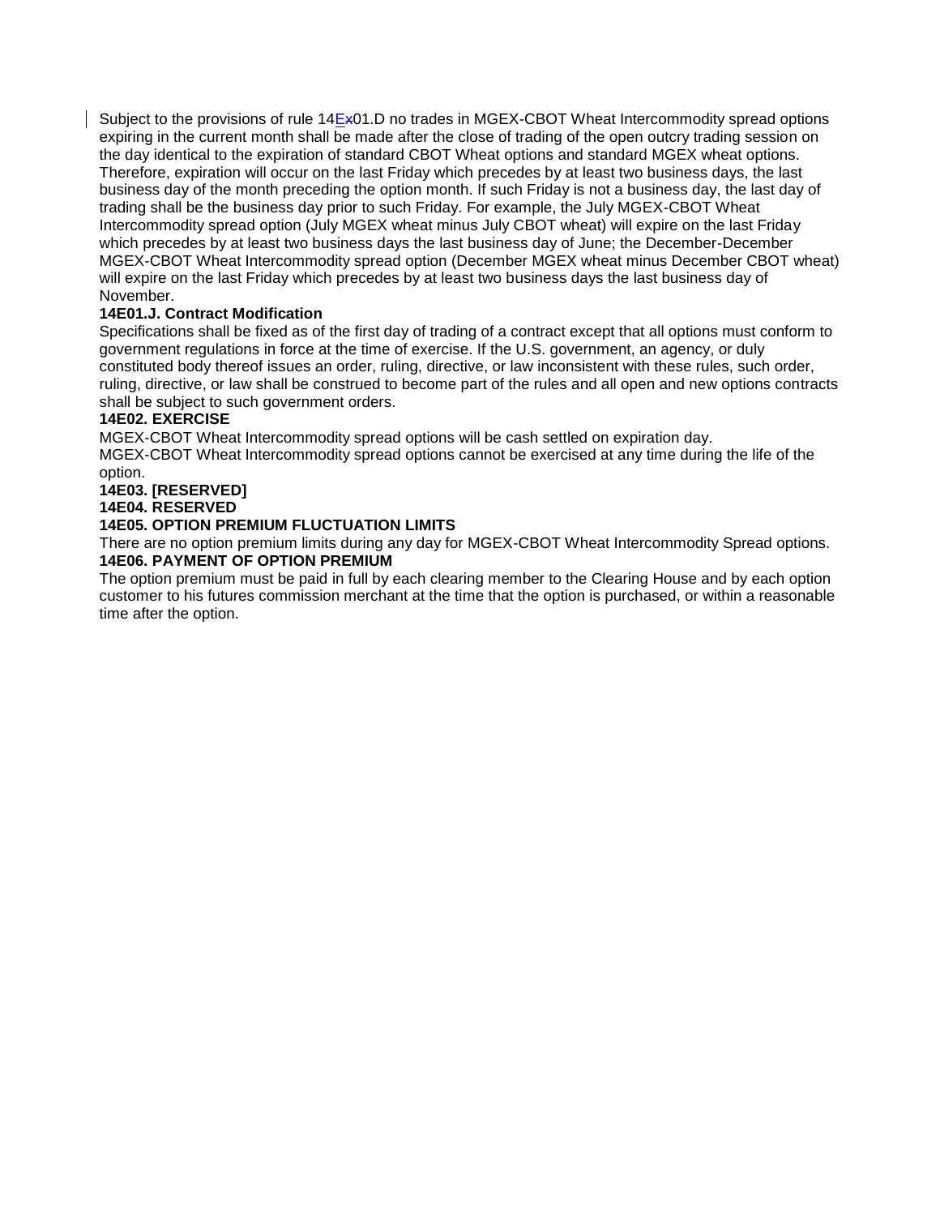Subject to the provisions of rule 14E01.D no trades in MGEX-CBOT Wheat Intercommodity spread options expiring in the current month shall be made after the close of trading of the open outcry trading session on the day identical to the expiration of standard CBOT Wheat options and standard MGEX wheat options. Therefore, expiration will occur on the last Friday which precedes by at least two business days, the last business day of the month preceding the option month. If such Friday is not a business day, the last day of trading shall be the business day prior to such Friday. For example, the July MGEX-CBOT Wheat Intercommodity spread option (July MGEX wheat minus July CBOT wheat) will expire on the last Friday which precedes by at least two business days the last business day of June; the December-December MGEX-CBOT Wheat Intercommodity spread option (December MGEX wheat minus December CBOT wheat) will expire on the last Friday which precedes by at least two business days the last business day of November.

**14E01.J. Contract Modification**

Specifications shall be fixed as of the first day of trading of a contract except that all options must conform to government regulations in force at the time of exercise. If the U.S. government, an agency, or duly constituted body thereof issues an order, ruling, directive, or law inconsistent with these rules, such order, ruling, directive, or law shall be construed to become part of the rules and all open and new options contracts shall be subject to such government orders.

**14E02. EXERCISE**

MGEX-CBOT Wheat Intercommodity spread options will be cash settled on expiration day.

MGEX-CBOT Wheat Intercommodity spread options cannot be exercised at any time during the life of the option.

**14E03. [RESERVED]**

**14E04. RESERVED**

**14E05. OPTION PREMIUM FLUCTUATION LIMITS**

There are no option premium limits during any day for MGEX-CBOT Wheat Intercommodity Spread options.

**14E06. PAYMENT OF OPTION PREMIUM**

The option premium must be paid in full by each clearing member to the Clearing House and by each option customer to his futures commission merchant at the time that the option is purchased, or within a reasonable time after the option.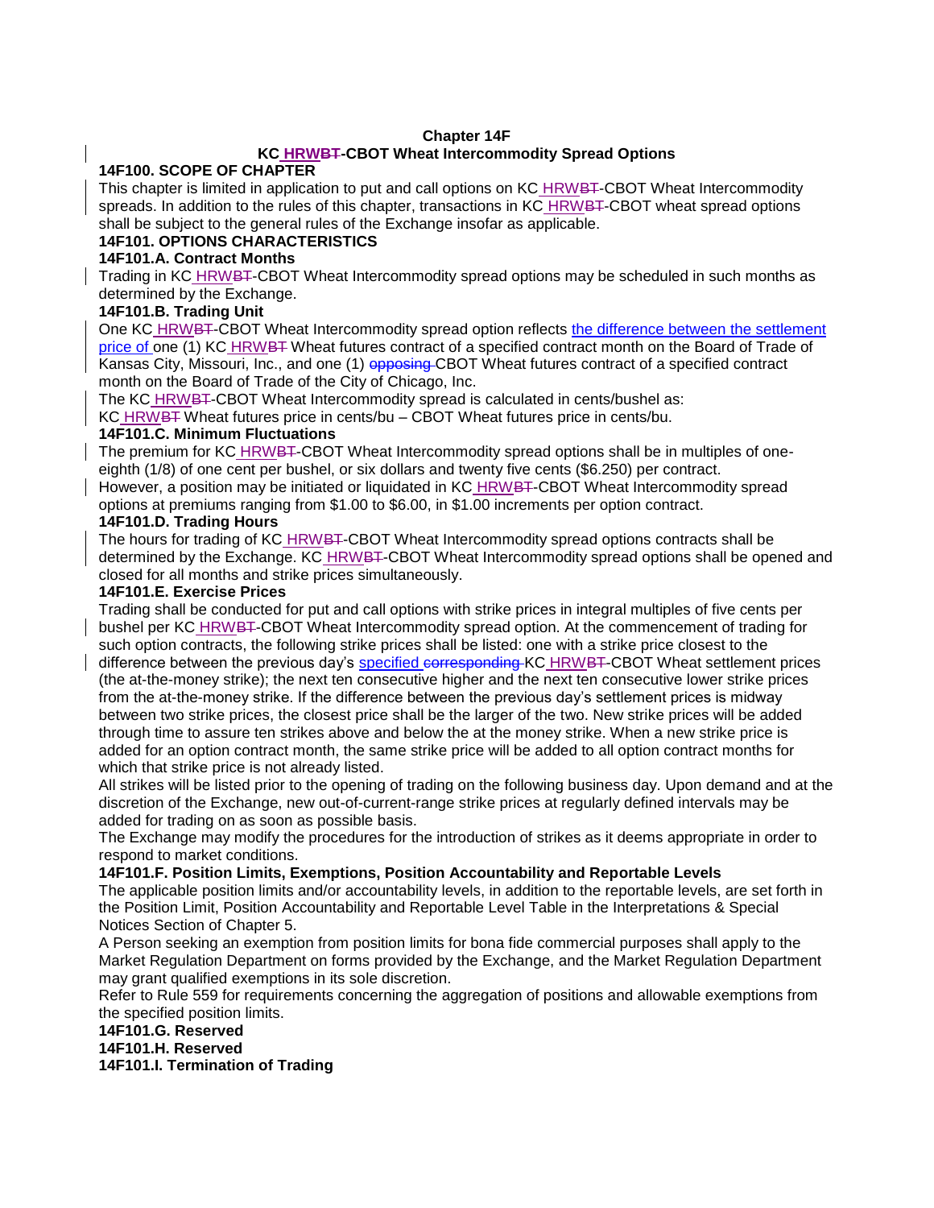# Chapter 14F

## KC HRW~~BT~~-CBOT Wheat Intercommodity Spread Options

### 14F100. SCOPE OF CHAPTER

This chapter is limited in application to put and call options on KC HRW~~BT~~-CBOT Wheat Intercommodity spreads. In addition to the rules of this chapter, transactions in KC HRW~~BT~~-CBOT wheat spread options shall be subject to the general rules of the Exchange insofar as applicable.

### 14F101. OPTIONS CHARACTERISTICS

#### 14F101.A. Contract Months

Trading in KC HRW~~BT~~-CBOT Wheat Intercommodity spread options may be scheduled in such months as determined by the Exchange.

#### 14F101.B. Trading Unit

One KC HRW~~BT~~-CBOT Wheat Intercommodity spread option reflects the difference between the settlement price of one (1) KC HRW~~BT~~ Wheat futures contract of a specified contract month on the Board of Trade of Kansas City, Missouri, Inc., and one (1) ~~opposing~~ CBOT Wheat futures contract of a specified contract month on the Board of Trade of the City of Chicago, Inc.

The KC HRW~~BT~~-CBOT Wheat Intercommodity spread is calculated in cents/bushel as:

KC HRW~~BT~~ Wheat futures price in cents/bu – CBOT Wheat futures price in cents/bu.

#### 14F101.C. Minimum Fluctuations

The premium for KC HRW~~BT~~-CBOT Wheat Intercommodity spread options shall be in multiples of one-eighth (1/8) of one cent per bushel, or six dollars and twenty five cents ($6.250) per contract.

However, a position may be initiated or liquidated in KC HRW~~BT~~-CBOT Wheat Intercommodity spread options at premiums ranging from $1.00 to $6.00, in $1.00 increments per option contract.

#### 14F101.D. Trading Hours

The hours for trading of KC HRW~~BT~~-CBOT Wheat Intercommodity spread options contracts shall be determined by the Exchange. KC HRW~~BT~~-CBOT Wheat Intercommodity spread options shall be opened and closed for all months and strike prices simultaneously.

#### 14F101.E. Exercise Prices

Trading shall be conducted for put and call options with strike prices in integral multiples of five cents per bushel per KC HRW~~BT~~-CBOT Wheat Intercommodity spread option. At the commencement of trading for such option contracts, the following strike prices shall be listed: one with a strike price closest to the difference between the previous day's specified ~~corresponding~~ KC HRW~~BT~~-CBOT Wheat settlement prices (the at-the-money strike); the next ten consecutive higher and the next ten consecutive lower strike prices from the at-the-money strike. If the difference between the previous day's settlement prices is midway between two strike prices, the closest price shall be the larger of the two. New strike prices will be added through time to assure ten strikes above and below the at the money strike. When a new strike price is added for an option contract month, the same strike price will be added to all option contract months for which that strike price is not already listed.

All strikes will be listed prior to the opening of trading on the following business day. Upon demand and at the discretion of the Exchange, new out-of-current-range strike prices at regularly defined intervals may be added for trading on as soon as possible basis.

The Exchange may modify the procedures for the introduction of strikes as it deems appropriate in order to respond to market conditions.

#### 14F101.F. Position Limits, Exemptions, Position Accountability and Reportable Levels

The applicable position limits and/or accountability levels, in addition to the reportable levels, are set forth in the Position Limit, Position Accountability and Reportable Level Table in the Interpretations & Special Notices Section of Chapter 5.

A Person seeking an exemption from position limits for bona fide commercial purposes shall apply to the Market Regulation Department on forms provided by the Exchange, and the Market Regulation Department may grant qualified exemptions in its sole discretion.

Refer to Rule 559 for requirements concerning the aggregation of positions and allowable exemptions from the specified position limits.

#### 14F101.G. Reserved

#### 14F101.H. Reserved

#### 14F101.I. Termination of Trading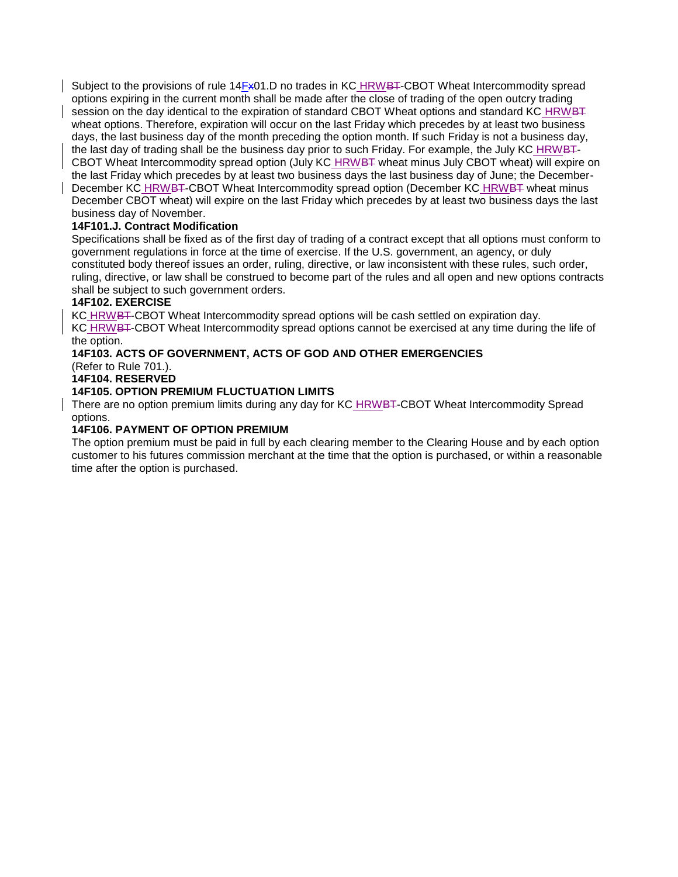Subject to the provisions of rule 14F~~x~~01.D no trades in KC HRW~~BT~~-CBOT Wheat Intercommodity spread options expiring in the current month shall be made after the close of trading of the open outcry trading session on the day identical to the expiration of standard CBOT Wheat options and standard KC HRW~~BT~~ wheat options. Therefore, expiration will occur on the last Friday which precedes by at least two business days, the last business day of the month preceding the option month. If such Friday is not a business day, the last day of trading shall be the business day prior to such Friday. For example, the July KC HRW~~BT~~-CBOT Wheat Intercommodity spread option (July KC HRW~~BT~~ wheat minus July CBOT wheat) will expire on the last Friday which precedes by at least two business days the last business day of June; the December-December KC HRW~~BT~~-CBOT Wheat Intercommodity spread option (December KC HRW~~BT~~ wheat minus December CBOT wheat) will expire on the last Friday which precedes by at least two business days the last business day of November.

**14F101.J. Contract Modification**

Specifications shall be fixed as of the first day of trading of a contract except that all options must conform to government regulations in force at the time of exercise. If the U.S. government, an agency, or duly constituted body thereof issues an order, ruling, directive, or law inconsistent with these rules, such order, ruling, directive, or law shall be construed to become part of the rules and all open and new options contracts shall be subject to such government orders.

**14F102. EXERCISE**

KC HRW~~BT~~-CBOT Wheat Intercommodity spread options will be cash settled on expiration day.
KC HRW~~BT~~-CBOT Wheat Intercommodity spread options cannot be exercised at any time during the life of the option.

**14F103. ACTS OF GOVERNMENT, ACTS OF GOD AND OTHER EMERGENCIES**

(Refer to Rule 701.).

**14F104. RESERVED**

**14F105. OPTION PREMIUM FLUCTUATION LIMITS**

There are no option premium limits during any day for KC HRW~~BT~~-CBOT Wheat Intercommodity Spread options.

**14F106. PAYMENT OF OPTION PREMIUM**

The option premium must be paid in full by each clearing member to the Clearing House and by each option customer to his futures commission merchant at the time that the option is purchased, or within a reasonable time after the option is purchased.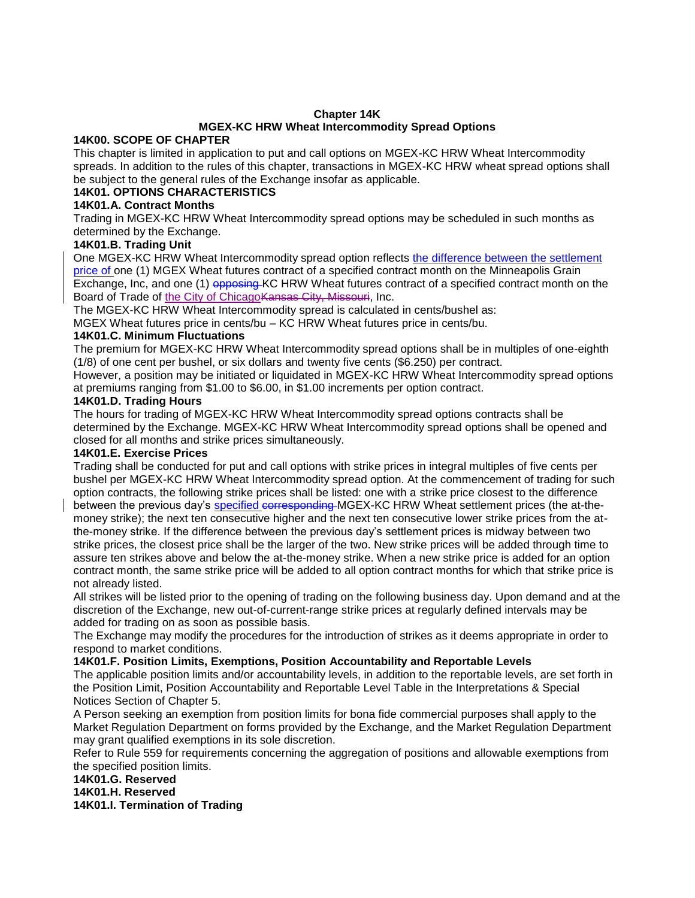**Chapter 14K**
**MGEX-KC HRW Wheat Intercommodity Spread Options**

**14K00. SCOPE OF CHAPTER**

This chapter is limited in application to put and call options on MGEX-KC HRW Wheat Intercommodity spreads. In addition to the rules of this chapter, transactions in MGEX-KC HRW wheat spread options shall be subject to the general rules of the Exchange insofar as applicable.

**14K01. OPTIONS CHARACTERISTICS**

**14K01.A. Contract Months**

Trading in MGEX-KC HRW Wheat Intercommodity spread options may be scheduled in such months as determined by the Exchange.

**14K01.B. Trading Unit**

One MGEX-KC HRW Wheat Intercommodity spread option reflects the difference between the settlement price of one (1) MGEX Wheat futures contract of a specified contract month on the Minneapolis Grain Exchange, Inc, and one (1) ~~opposing~~ KC HRW Wheat futures contract of a specified contract month on the Board of Trade of the City of Chicago~~Kansas City, Missouri~~, Inc.

The MGEX-KC HRW Wheat Intercommodity spread is calculated in cents/bushel as:

MGEX Wheat futures price in cents/bu – KC HRW Wheat futures price in cents/bu.

**14K01.C. Minimum Fluctuations**

The premium for MGEX-KC HRW Wheat Intercommodity spread options shall be in multiples of one-eighth (1/8) of one cent per bushel, or six dollars and twenty five cents ($6.250) per contract.

However, a position may be initiated or liquidated in MGEX-KC HRW Wheat Intercommodity spread options at premiums ranging from $1.00 to $6.00, in $1.00 increments per option contract.

**14K01.D. Trading Hours**

The hours for trading of MGEX-KC HRW Wheat Intercommodity spread options contracts shall be determined by the Exchange. MGEX-KC HRW Wheat Intercommodity spread options shall be opened and closed for all months and strike prices simultaneously.

**14K01.E. Exercise Prices**

Trading shall be conducted for put and call options with strike prices in integral multiples of five cents per bushel per MGEX-KC HRW Wheat Intercommodity spread option. At the commencement of trading for such option contracts, the following strike prices shall be listed: one with a strike price closest to the difference between the previous day's specified ~~corresponding~~ MGEX-KC HRW Wheat settlement prices (the at-the-money strike); the next ten consecutive higher and the next ten consecutive lower strike prices from the at-the-money strike. If the difference between the previous day's settlement prices is midway between two strike prices, the closest price shall be the larger of the two. New strike prices will be added through time to assure ten strikes above and below the at-the-money strike. When a new strike price is added for an option contract month, the same strike price will be added to all option contract months for which that strike price is not already listed.

All strikes will be listed prior to the opening of trading on the following business day. Upon demand and at the discretion of the Exchange, new out-of-current-range strike prices at regularly defined intervals may be added for trading on as soon as possible basis.

The Exchange may modify the procedures for the introduction of strikes as it deems appropriate in order to respond to market conditions.

**14K01.F. Position Limits, Exemptions, Position Accountability and Reportable Levels**

The applicable position limits and/or accountability levels, in addition to the reportable levels, are set forth in the Position Limit, Position Accountability and Reportable Level Table in the Interpretations & Special Notices Section of Chapter 5.

A Person seeking an exemption from position limits for bona fide commercial purposes shall apply to the Market Regulation Department on forms provided by the Exchange, and the Market Regulation Department may grant qualified exemptions in its sole discretion.

Refer to Rule 559 for requirements concerning the aggregation of positions and allowable exemptions from the specified position limits.

**14K01.G. Reserved**

**14K01.H. Reserved**

**14K01.I. Termination of Trading**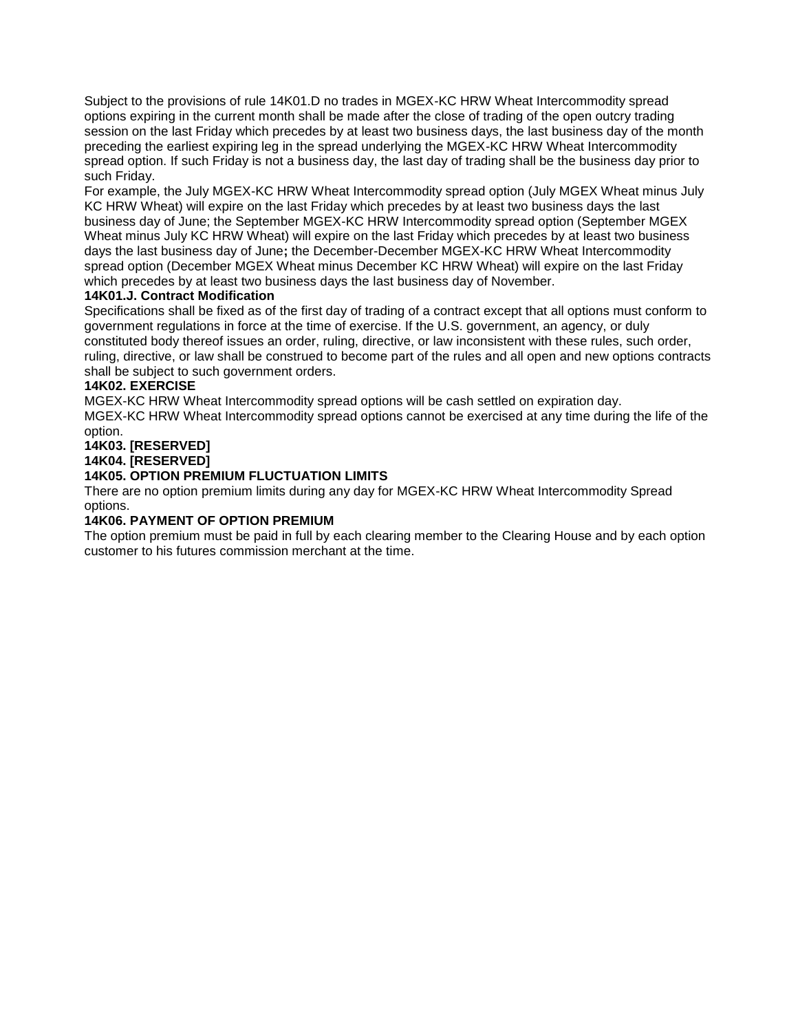Subject to the provisions of rule 14K01.D no trades in MGEX-KC HRW Wheat Intercommodity spread options expiring in the current month shall be made after the close of trading of the open outcry trading session on the last Friday which precedes by at least two business days, the last business day of the month preceding the earliest expiring leg in the spread underlying the MGEX-KC HRW Wheat Intercommodity spread option. If such Friday is not a business day, the last day of trading shall be the business day prior to such Friday.

For example, the July MGEX-KC HRW Wheat Intercommodity spread option (July MGEX Wheat minus July KC HRW Wheat) will expire on the last Friday which precedes by at least two business days the last business day of June; the September MGEX-KC HRW Intercommodity spread option (September MGEX Wheat minus July KC HRW Wheat) will expire on the last Friday which precedes by at least two business days the last business day of June**;** the December-December MGEX-KC HRW Wheat Intercommodity spread option (December MGEX Wheat minus December KC HRW Wheat) will expire on the last Friday which precedes by at least two business days the last business day of November.

**14K01.J. Contract Modification**

Specifications shall be fixed as of the first day of trading of a contract except that all options must conform to government regulations in force at the time of exercise. If the U.S. government, an agency, or duly constituted body thereof issues an order, ruling, directive, or law inconsistent with these rules, such order, ruling, directive, or law shall be construed to become part of the rules and all open and new options contracts shall be subject to such government orders.

**14K02. EXERCISE**

MGEX-KC HRW Wheat Intercommodity spread options will be cash settled on expiration day.

MGEX-KC HRW Wheat Intercommodity spread options cannot be exercised at any time during the life of the option.

**14K03. [RESERVED]**

**14K04. [RESERVED]**

**14K05. OPTION PREMIUM FLUCTUATION LIMITS**

There are no option premium limits during any day for MGEX-KC HRW Wheat Intercommodity Spread options.

**14K06. PAYMENT OF OPTION PREMIUM**

The option premium must be paid in full by each clearing member to the Clearing House and by each option customer to his futures commission merchant at the time.